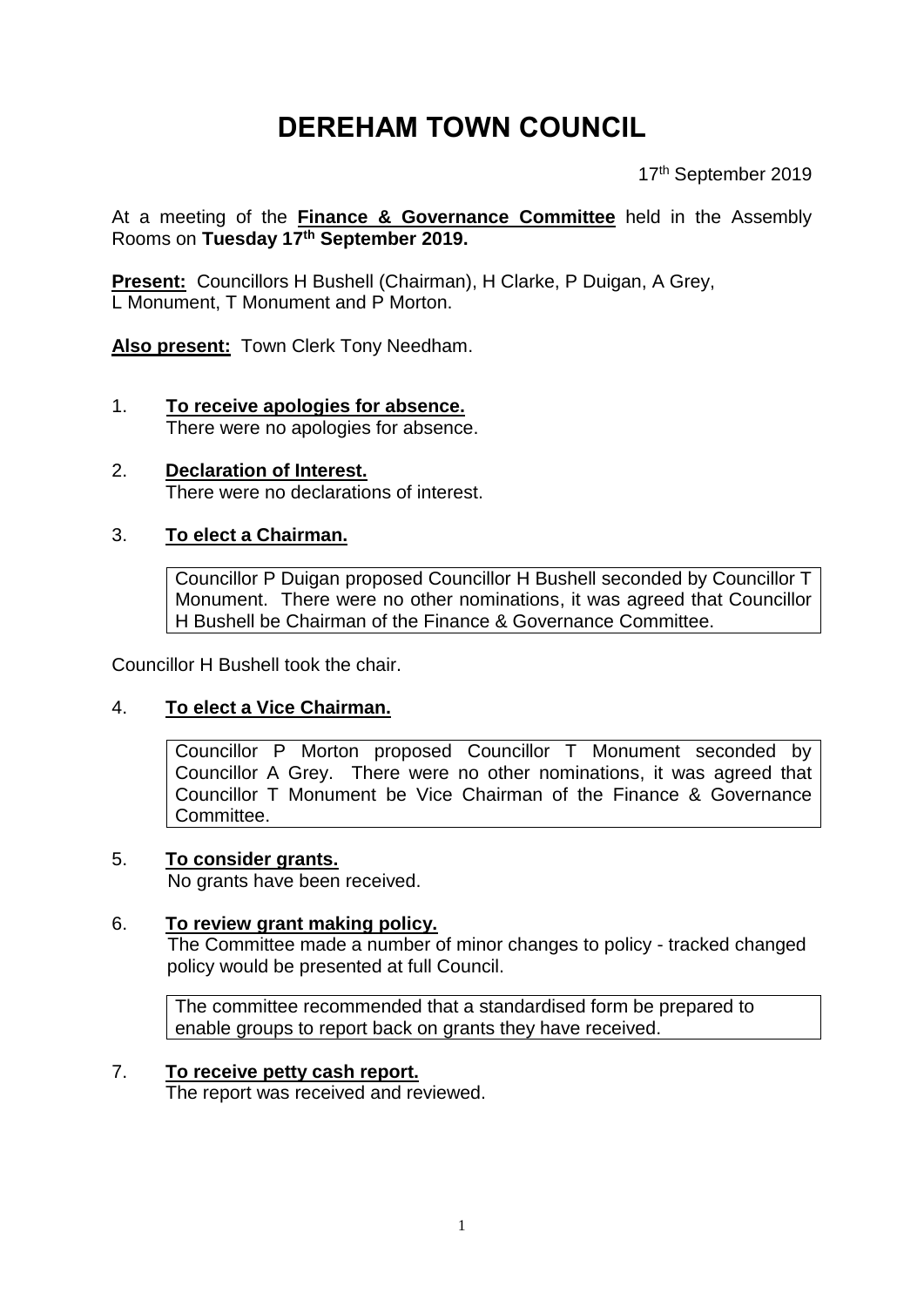# DEREHAM TOWN COUNCIL

17th September 2019

At a meeting of the **Finance & Governance Committee** held in the Assembly Rooms on **Tuesday 17th September 2019.**

**Present:** Councillors H Bushell (Chairman), H Clarke, P Duigan, A Grey, L Monument, T Monument and P Morton.

**Also present:** Town Clerk Tony Needham.

1. **To receive apologies for absence.**
   There were no apologies for absence.

2. **Declaration of Interest.**
   There were no declarations of interest.

3. **To elect a Chairman.**

   Councillor P Duigan proposed Councillor H Bushell seconded by Councillor T Monument. There were no other nominations, it was agreed that Councillor H Bushell be Chairman of the Finance & Governance Committee.

Councillor H Bushell took the chair.

4. **To elect a Vice Chairman.**

   Councillor P Morton proposed Councillor T Monument seconded by Councillor A Grey. There were no other nominations, it was agreed that Councillor T Monument be Vice Chairman of the Finance & Governance Committee.

5. **To consider grants.**
   No grants have been received.

6. **To review grant making policy.**
   The Committee made a number of minor changes to policy - tracked changed policy would be presented at full Council.

   The committee recommended that a standardised form be prepared to enable groups to report back on grants they have received.

7. **To receive petty cash report.**
   The report was received and reviewed.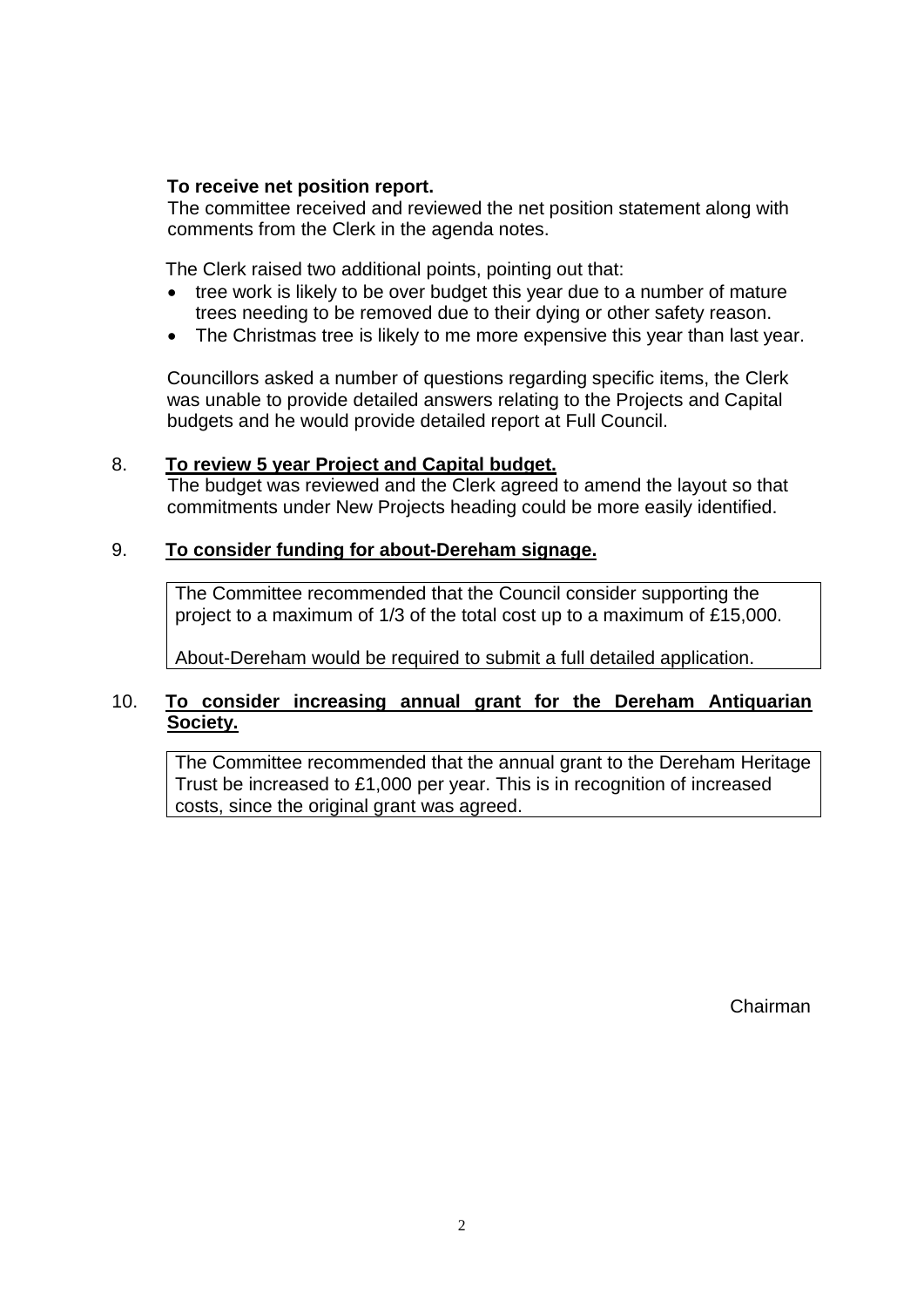**To receive net position report.**

The committee received and reviewed the net position statement along with comments from the Clerk in the agenda notes.

The Clerk raised two additional points, pointing out that:

- tree work is likely to be over budget this year due to a number of mature trees needing to be removed due to their dying or other safety reason.
- The Christmas tree is likely to me more expensive this year than last year.

Councillors asked a number of questions regarding specific items, the Clerk was unable to provide detailed answers relating to the Projects and Capital budgets and he would provide detailed report at Full Council.

8. **To review 5 year Project and Capital budget.**

The budget was reviewed and the Clerk agreed to amend the layout so that commitments under New Projects heading could be more easily identified.

9. **To consider funding for about-Dereham signage.**

> The Committee recommended that the Council consider supporting the project to a maximum of 1/3 of the total cost up to a maximum of £15,000.
>
> About-Dereham would be required to submit a full detailed application.

10. **To consider increasing annual grant for the Dereham Antiquarian Society.**

> The Committee recommended that the annual grant to the Dereham Heritage Trust be increased to £1,000 per year. This is in recognition of increased costs, since the original grant was agreed.

Chairman